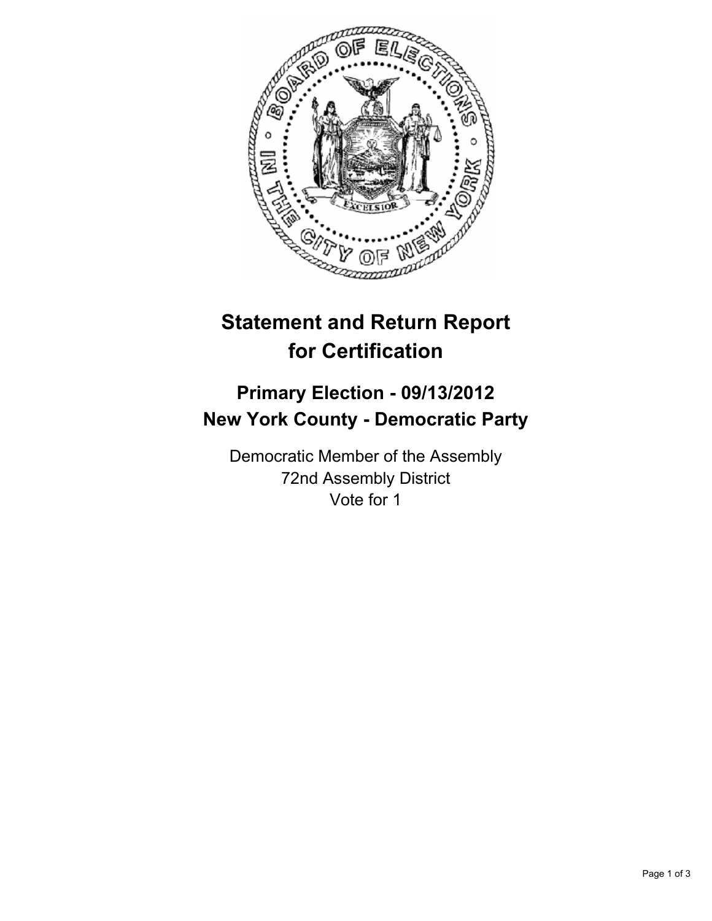# Statement and Return Report for Certification

## Primary Election - 09/13/2012
## New York County - Democratic Party

Democratic Member of the Assembly
72nd Assembly District
Vote for 1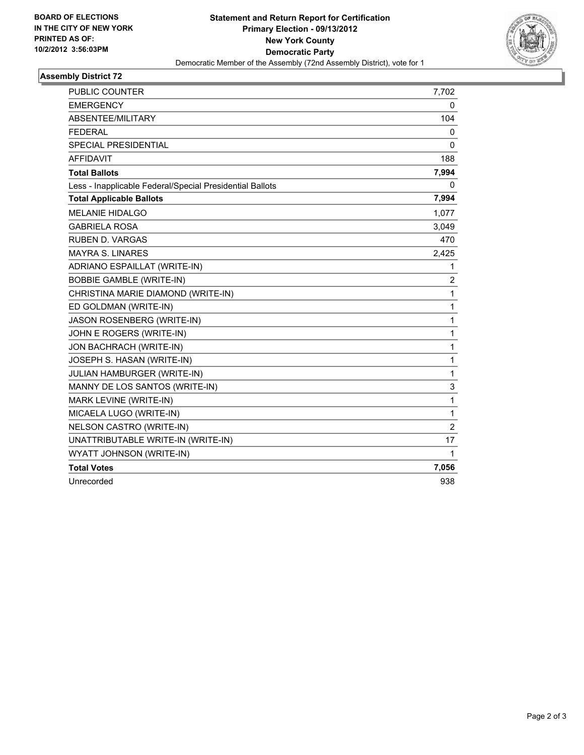**BOARD OF ELECTIONS IN THE CITY OF NEW YORK PRINTED AS OF: 10/2/2012 3:56:03PM**

# Statement and Return Report for Certification
## Primary Election - 09/13/2012
## New York County
## Democratic Party

Democratic Member of the Assembly (72nd Assembly District), vote for 1

### Assembly District 72

| | |
|---|---|
| PUBLIC COUNTER | 7,702 |
| EMERGENCY | 0 |
| ABSENTEE/MILITARY | 104 |
| FEDERAL | 0 |
| SPECIAL PRESIDENTIAL | 0 |
| AFFIDAVIT | 188 |
| **Total Ballots** | **7,994** |
| Less - Inapplicable Federal/Special Presidential Ballots | 0 |
| **Total Applicable Ballots** | **7,994** |
| MELANIE HIDALGO | 1,077 |
| GABRIELA ROSA | 3,049 |
| RUBEN D. VARGAS | 470 |
| MAYRA S. LINARES | 2,425 |
| ADRIANO ESPAILLAT (WRITE-IN) | 1 |
| BOBBIE GAMBLE (WRITE-IN) | 2 |
| CHRISTINA MARIE DIAMOND (WRITE-IN) | 1 |
| ED GOLDMAN (WRITE-IN) | 1 |
| JASON ROSENBERG (WRITE-IN) | 1 |
| JOHN E ROGERS (WRITE-IN) | 1 |
| JON BACHRACH (WRITE-IN) | 1 |
| JOSEPH S. HASAN (WRITE-IN) | 1 |
| JULIAN HAMBURGER (WRITE-IN) | 1 |
| MANNY DE LOS SANTOS (WRITE-IN) | 3 |
| MARK LEVINE (WRITE-IN) | 1 |
| MICAELA LUGO (WRITE-IN) | 1 |
| NELSON CASTRO (WRITE-IN) | 2 |
| UNATTRIBUTABLE WRITE-IN (WRITE-IN) | 17 |
| WYATT JOHNSON (WRITE-IN) | 1 |
| **Total Votes** | **7,056** |
| Unrecorded | 938 |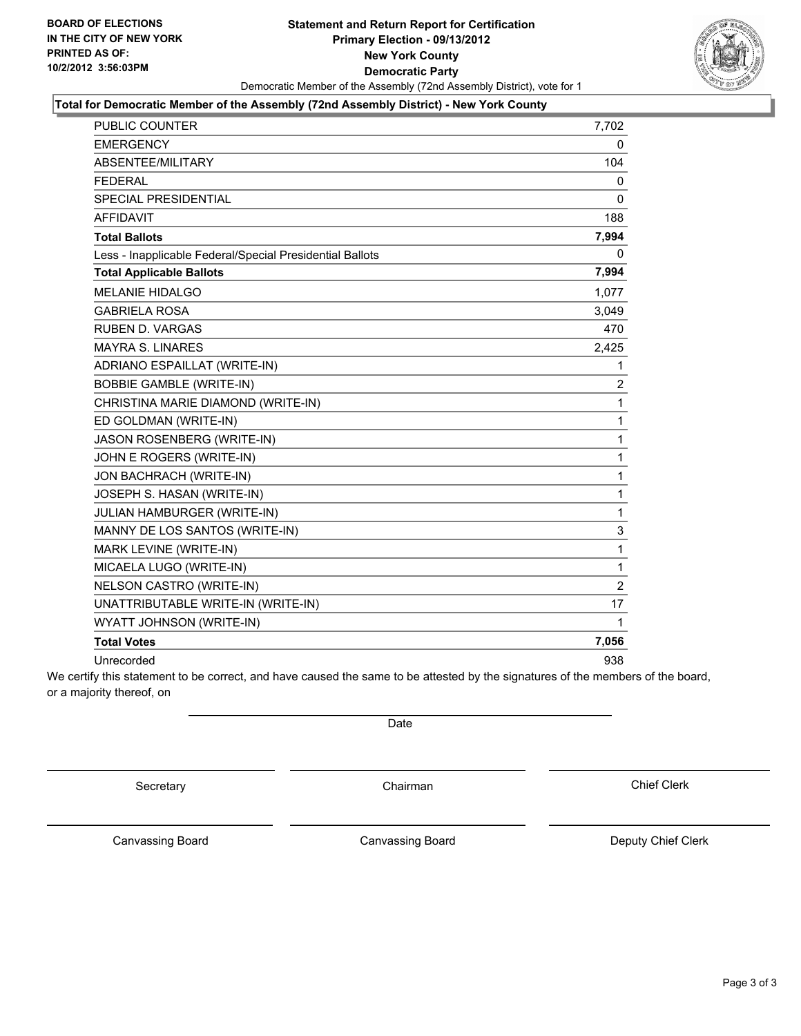**BOARD OF ELECTIONS IN THE CITY OF NEW YORK**
**PRINTED AS OF: 10/2/2012 3:56:03PM**

# Statement and Return Report for Certification
## Primary Election - 09/13/2012
## New York County
## Democratic Party

Democratic Member of the Assembly (72nd Assembly District), vote for 1

### Total for Democratic Member of the Assembly (72nd Assembly District) - New York County

| | |
|---|---|
| PUBLIC COUNTER | 7,702 |
| EMERGENCY | 0 |
| ABSENTEE/MILITARY | 104 |
| FEDERAL | 0 |
| SPECIAL PRESIDENTIAL | 0 |
| AFFIDAVIT | 188 |
| **Total Ballots** | **7,994** |
| Less - Inapplicable Federal/Special Presidential Ballots | 0 |
| **Total Applicable Ballots** | **7,994** |
| MELANIE HIDALGO | 1,077 |
| GABRIELA ROSA | 3,049 |
| RUBEN D. VARGAS | 470 |
| MAYRA S. LINARES | 2,425 |
| ADRIANO ESPAILLAT (WRITE-IN) | 1 |
| BOBBIE GAMBLE (WRITE-IN) | 2 |
| CHRISTINA MARIE DIAMOND (WRITE-IN) | 1 |
| ED GOLDMAN (WRITE-IN) | 1 |
| JASON ROSENBERG (WRITE-IN) | 1 |
| JOHN E ROGERS (WRITE-IN) | 1 |
| JON BACHRACH (WRITE-IN) | 1 |
| JOSEPH S. HASAN (WRITE-IN) | 1 |
| JULIAN HAMBURGER (WRITE-IN) | 1 |
| MANNY DE LOS SANTOS (WRITE-IN) | 3 |
| MARK LEVINE (WRITE-IN) | 1 |
| MICAELA LUGO (WRITE-IN) | 1 |
| NELSON CASTRO (WRITE-IN) | 2 |
| UNATTRIBUTABLE WRITE-IN (WRITE-IN) | 17 |
| WYATT JOHNSON (WRITE-IN) | 1 |
| **Total Votes** | **7,056** |
| Unrecorded | 938 |

We certify this statement to be correct, and have caused the same to be attested by the signatures of the members of the board, or a majority thereof, on

Date

Secretary | Chairman | Chief Clerk

Canvassing Board | Canvassing Board | Deputy Chief Clerk